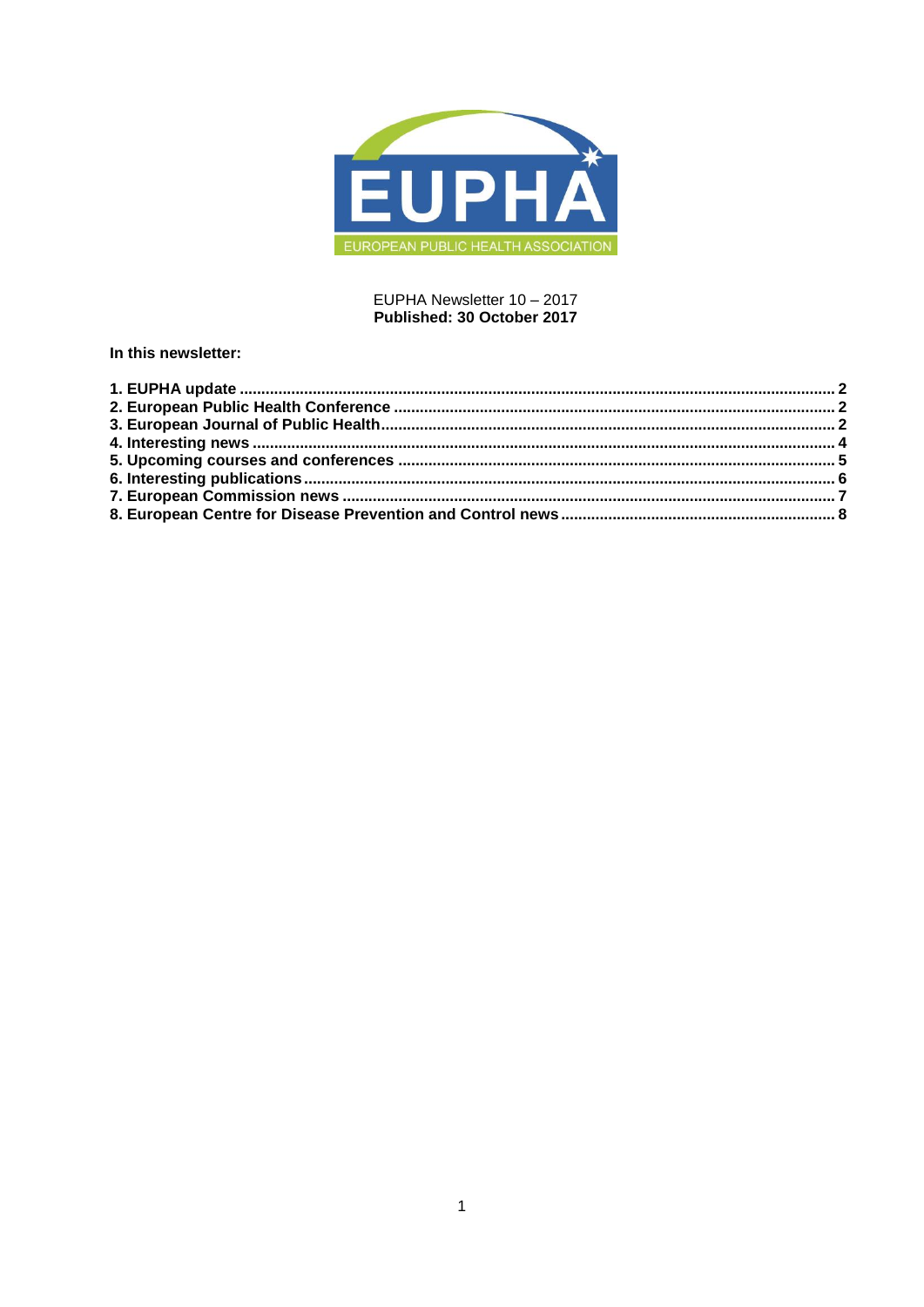EUPHA

EUROPEAN PUBLIC HEALTH ASSOCIATION

EUPHA Newsletter 10 – 2017
**Published: 30 October 2017**

**In this newsletter:**

**1. EUPHA update ... 2**
**2. European Public Health Conference ... 2**
**3. European Journal of Public Health ... 2**
**4. Interesting news ... 4**
**5. Upcoming courses and conferences ... 5**
**6. Interesting publications ... 6**
**7. European Commission news ... 7**
**8. European Centre for Disease Prevention and Control news ... 8**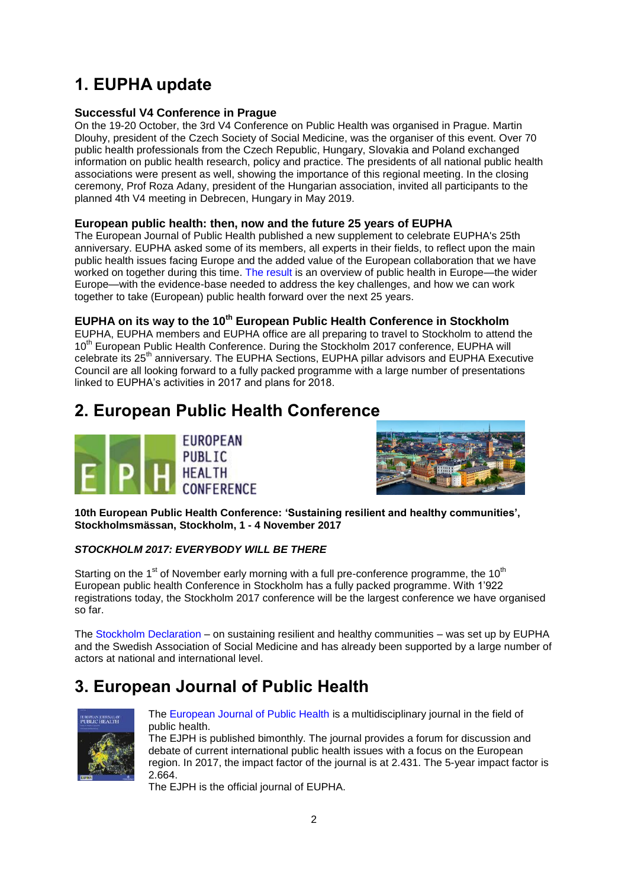# 1. EUPHA update

### Successful V4 Conference in Prague

On the 19-20 October, the 3rd V4 Conference on Public Health was organised in Prague. Martin Dlouhy, president of the Czech Society of Social Medicine, was the organiser of this event. Over 70 public health professionals from the Czech Republic, Hungary, Slovakia and Poland exchanged information on public health research, policy and practice. The presidents of all national public health associations were present as well, showing the importance of this regional meeting. In the closing ceremony, Prof Roza Adany, president of the Hungarian association, invited all participants to the planned 4th V4 meeting in Debrecen, Hungary in May 2019.

### European public health: then, now and the future 25 years of EUPHA

The European Journal of Public Health published a new supplement to celebrate EUPHA's 25th anniversary. EUPHA asked some of its members, all experts in their fields, to reflect upon the main public health issues facing Europe and the added value of the European collaboration that we have worked on together during this time. The result is an overview of public health in Europe—the wider Europe—with the evidence-base needed to address the key challenges, and how we can work together to take (European) public health forward over the next 25 years.

### EUPHA on its way to the 10th European Public Health Conference in Stockholm

EUPHA, EUPHA members and EUPHA office are all preparing to travel to Stockholm to attend the 10th European Public Health Conference. During the Stockholm 2017 conference, EUPHA will celebrate its 25th anniversary. The EUPHA Sections, EUPHA pillar advisors and EUPHA Executive Council are all looking forward to a fully packed programme with a large number of presentations linked to EUPHA's activities in 2017 and plans for 2018.

# 2. European Public Health Conference

**10th European Public Health Conference: 'Sustaining resilient and healthy communities', Stockholmsmässan, Stockholm, 1 - 4 November 2017**

***STOCKHOLM 2017: EVERYBODY WILL BE THERE***

Starting on the 1st of November early morning with a full pre-conference programme, the 10th European public health Conference in Stockholm has a fully packed programme. With 1'922 registrations today, the Stockholm 2017 conference will be the largest conference we have organised so far.

The Stockholm Declaration – on sustaining resilient and healthy communities – was set up by EUPHA and the Swedish Association of Social Medicine and has already been supported by a large number of actors at national and international level.

# 3. European Journal of Public Health

The European Journal of Public Health is a multidisciplinary journal in the field of public health.

The EJPH is published bimonthly. The journal provides a forum for discussion and debate of current international public health issues with a focus on the European region. In 2017, the impact factor of the journal is at 2.431. The 5-year impact factor is 2.664.

The EJPH is the official journal of EUPHA.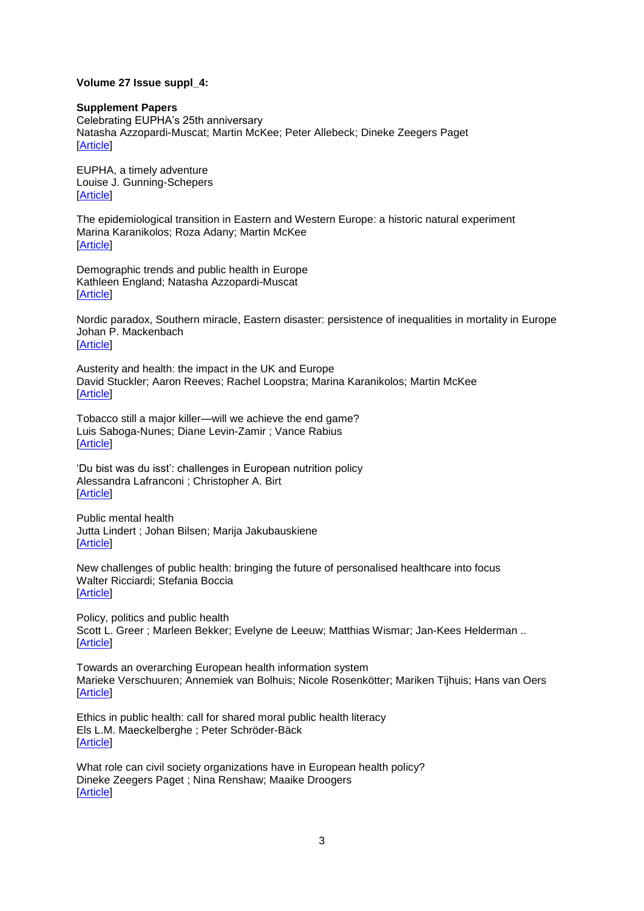**Volume 27 Issue suppl_4:**

**Supplement Papers**
Celebrating EUPHA's 25th anniversary
Natasha Azzopardi-Muscat; Martin McKee; Peter Allebeck; Dineke Zeegers Paget
[Article]

EUPHA, a timely adventure
Louise J. Gunning-Schepers
[Article]

The epidemiological transition in Eastern and Western Europe: a historic natural experiment
Marina Karanikolos; Roza Adany; Martin McKee
[Article]

Demographic trends and public health in Europe
Kathleen England; Natasha Azzopardi-Muscat
[Article]

Nordic paradox, Southern miracle, Eastern disaster: persistence of inequalities in mortality in Europe
Johan P. Mackenbach
[Article]

Austerity and health: the impact in the UK and Europe
David Stuckler; Aaron Reeves; Rachel Loopstra; Marina Karanikolos; Martin McKee
[Article]

Tobacco still a major killer—will we achieve the end game?
Luis Saboga-Nunes; Diane Levin-Zamir ; Vance Rabius
[Article]

'Du bist was du isst': challenges in European nutrition policy
Alessandra Lafranconi ; Christopher A. Birt
[Article]

Public mental health
Jutta Lindert ; Johan Bilsen; Marija Jakubauskiene
[Article]

New challenges of public health: bringing the future of personalised healthcare into focus
Walter Ricciardi; Stefania Boccia
[Article]

Policy, politics and public health
Scott L. Greer ; Marleen Bekker; Evelyne de Leeuw; Matthias Wismar; Jan-Kees Helderman ..
[Article]

Towards an overarching European health information system
Marieke Verschuuren; Annemiek van Bolhuis; Nicole Rosenkötter; Mariken Tijhuis; Hans van Oers
[Article]

Ethics in public health: call for shared moral public health literacy
Els L.M. Maeckelberghe ; Peter Schröder-Bäck
[Article]

What role can civil society organizations have in European health policy?
Dineke Zeegers Paget ; Nina Renshaw; Maaike Droogers
[Article]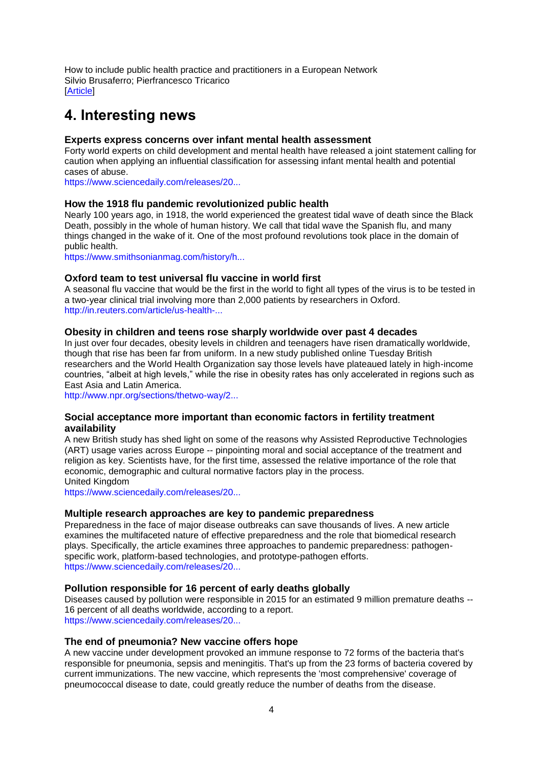How to include public health practice and practitioners in a European Network
Silvio Brusaferro; Pierfrancesco Tricarico
[Article]

## 4. Interesting news

### Experts express concerns over infant mental health assessment

Forty world experts on child development and mental health have released a joint statement calling for caution when applying an influential classification for assessing infant mental health and potential cases of abuse.
https://www.sciencedaily.com/releases/20...

### How the 1918 flu pandemic revolutionized public health

Nearly 100 years ago, in 1918, the world experienced the greatest tidal wave of death since the Black Death, possibly in the whole of human history. We call that tidal wave the Spanish flu, and many things changed in the wake of it. One of the most profound revolutions took place in the domain of public health.
https://www.smithsonianmag.com/history/h...

### Oxford team to test universal flu vaccine in world first

A seasonal flu vaccine that would be the first in the world to fight all types of the virus is to be tested in a two-year clinical trial involving more than 2,000 patients by researchers in Oxford.
http://in.reuters.com/article/us-health-...

### Obesity in children and teens rose sharply worldwide over past 4 decades

In just over four decades, obesity levels in children and teenagers have risen dramatically worldwide, though that rise has been far from uniform. In a new study published online Tuesday British researchers and the World Health Organization say those levels have plateaued lately in high-income countries, "albeit at high levels," while the rise in obesity rates has only accelerated in regions such as East Asia and Latin America.
http://www.npr.org/sections/thetwo-way/2...

### Social acceptance more important than economic factors in fertility treatment availability

A new British study has shed light on some of the reasons why Assisted Reproductive Technologies (ART) usage varies across Europe -- pinpointing moral and social acceptance of the treatment and religion as key. Scientists have, for the first time, assessed the relative importance of the role that economic, demographic and cultural normative factors play in the process.
United Kingdom
https://www.sciencedaily.com/releases/20...

### Multiple research approaches are key to pandemic preparedness

Preparedness in the face of major disease outbreaks can save thousands of lives. A new article examines the multifaceted nature of effective preparedness and the role that biomedical research plays. Specifically, the article examines three approaches to pandemic preparedness: pathogen-specific work, platform-based technologies, and prototype-pathogen efforts.
https://www.sciencedaily.com/releases/20...

### Pollution responsible for 16 percent of early deaths globally

Diseases caused by pollution were responsible in 2015 for an estimated 9 million premature deaths -- 16 percent of all deaths worldwide, according to a report.
https://www.sciencedaily.com/releases/20...

### The end of pneumonia? New vaccine offers hope

A new vaccine under development provoked an immune response to 72 forms of the bacteria that's responsible for pneumonia, sepsis and meningitis. That's up from the 23 forms of bacteria covered by current immunizations. The new vaccine, which represents the 'most comprehensive' coverage of pneumococcal disease to date, could greatly reduce the number of deaths from the disease.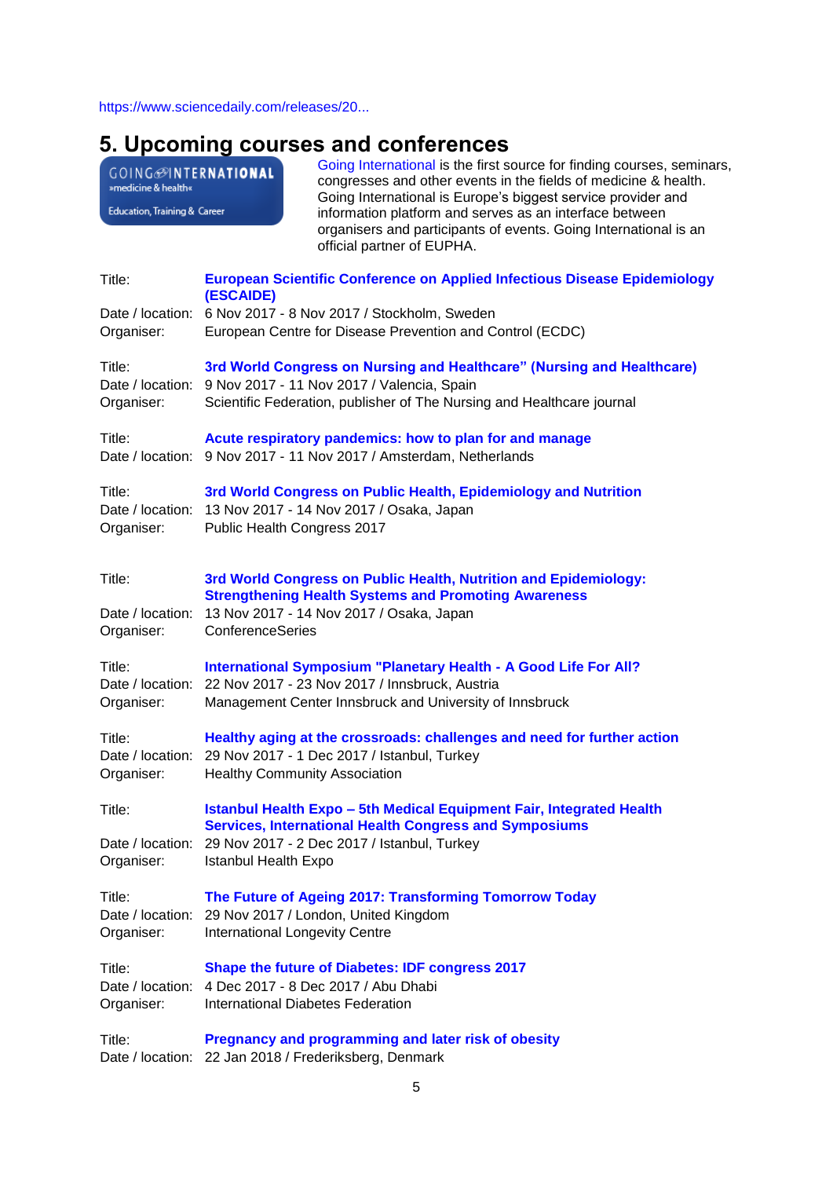https://www.sciencedaily.com/releases/20...

## 5. Upcoming courses and conferences

Going International is the first source for finding courses, seminars, congresses and other events in the fields of medicine & health. Going International is Europe's biggest service provider and information platform and serves as an interface between organisers and participants of events. Going International is an official partner of EUPHA.

Title: **European Scientific Conference on Applied Infectious Disease Epidemiology (ESCAIDE)**
Date / location: 6 Nov 2017 - 8 Nov 2017 / Stockholm, Sweden
Organiser: European Centre for Disease Prevention and Control (ECDC)

Title: **3rd World Congress on Nursing and Healthcare" (Nursing and Healthcare)**
Date / location: 9 Nov 2017 - 11 Nov 2017 / Valencia, Spain
Organiser: Scientific Federation, publisher of The Nursing and Healthcare journal

Title: **Acute respiratory pandemics: how to plan for and manage**
Date / location: 9 Nov 2017 - 11 Nov 2017 / Amsterdam, Netherlands

Title: **3rd World Congress on Public Health, Epidemiology and Nutrition**
Date / location: 13 Nov 2017 - 14 Nov 2017 / Osaka, Japan
Organiser: Public Health Congress 2017

Title: **3rd World Congress on Public Health, Nutrition and Epidemiology: Strengthening Health Systems and Promoting Awareness**
Date / location: 13 Nov 2017 - 14 Nov 2017 / Osaka, Japan
Organiser: ConferenceSeries

Title: **International Symposium "Planetary Health - A Good Life For All?**
Date / location: 22 Nov 2017 - 23 Nov 2017 / Innsbruck, Austria
Organiser: Management Center Innsbruck and University of Innsbruck

Title: **Healthy aging at the crossroads: challenges and need for further action**
Date / location: 29 Nov 2017 - 1 Dec 2017 / Istanbul, Turkey
Organiser: Healthy Community Association

Title: **Istanbul Health Expo – 5th Medical Equipment Fair, Integrated Health Services, International Health Congress and Symposiums**
Date / location: 29 Nov 2017 - 2 Dec 2017 / Istanbul, Turkey
Organiser: Istanbul Health Expo

Title: **The Future of Ageing 2017: Transforming Tomorrow Today**
Date / location: 29 Nov 2017 / London, United Kingdom
Organiser: International Longevity Centre

Title: **Shape the future of Diabetes: IDF congress 2017**
Date / location: 4 Dec 2017 - 8 Dec 2017 / Abu Dhabi
Organiser: International Diabetes Federation

Title: **Pregnancy and programming and later risk of obesity**
Date / location: 22 Jan 2018 / Frederiksberg, Denmark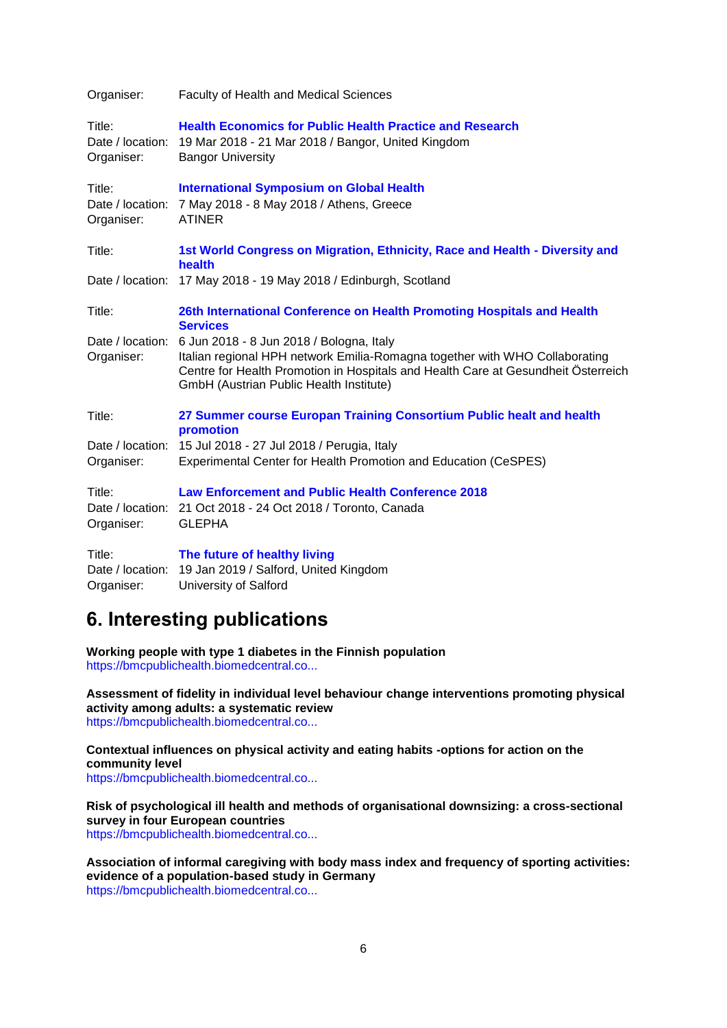Organiser: Faculty of Health and Medical Sciences

Title: **Health Economics for Public Health Practice and Research**
Date / location: 19 Mar 2018 - 21 Mar 2018 / Bangor, United Kingdom
Organiser: Bangor University

Title: **International Symposium on Global Health**
Date / location: 7 May 2018 - 8 May 2018 / Athens, Greece
Organiser: ATINER

Title: **1st World Congress on Migration, Ethnicity, Race and Health - Diversity and health**
Date / location: 17 May 2018 - 19 May 2018 / Edinburgh, Scotland

Title: **26th International Conference on Health Promoting Hospitals and Health Services**
Date / location: 6 Jun 2018 - 8 Jun 2018 / Bologna, Italy
Organiser: Italian regional HPH network Emilia-Romagna together with WHO Collaborating Centre for Health Promotion in Hospitals and Health Care at Gesundheit Österreich GmbH (Austrian Public Health Institute)

Title: **27 Summer course Europan Training Consortium Public healt and health promotion**
Date / location: 15 Jul 2018 - 27 Jul 2018 / Perugia, Italy
Organiser: Experimental Center for Health Promotion and Education (CeSPES)

Title: **Law Enforcement and Public Health Conference 2018**
Date / location: 21 Oct 2018 - 24 Oct 2018 / Toronto, Canada
Organiser: GLEPHA

Title: **The future of healthy living**
Date / location: 19 Jan 2019 / Salford, United Kingdom
Organiser: University of Salford

## 6. Interesting publications

**Working people with type 1 diabetes in the Finnish population**
https://bmcpublichealth.biomedcentral.co...

**Assessment of fidelity in individual level behaviour change interventions promoting physical activity among adults: a systematic review**
https://bmcpublichealth.biomedcentral.co...

**Contextual influences on physical activity and eating habits -options for action on the community level**
https://bmcpublichealth.biomedcentral.co...

**Risk of psychological ill health and methods of organisational downsizing: a cross-sectional survey in four European countries**
https://bmcpublichealth.biomedcentral.co...

**Association of informal caregiving with body mass index and frequency of sporting activities: evidence of a population-based study in Germany**
https://bmcpublichealth.biomedcentral.co...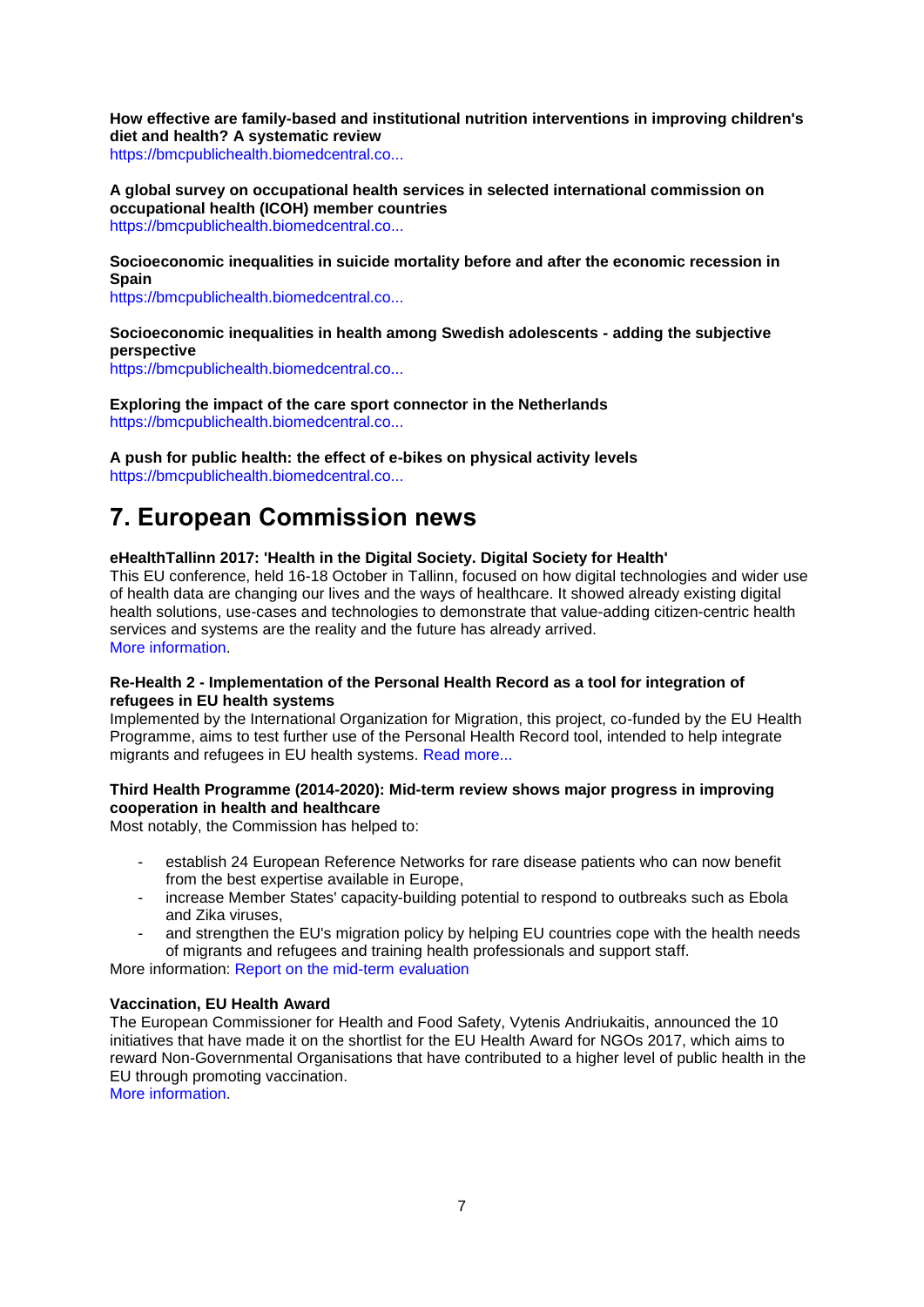**How effective are family-based and institutional nutrition interventions in improving children's diet and health? A systematic review**
https://bmcpublichealth.biomedcentral.co...

**A global survey on occupational health services in selected international commission on occupational health (ICOH) member countries**
https://bmcpublichealth.biomedcentral.co...

**Socioeconomic inequalities in suicide mortality before and after the economic recession in Spain**
https://bmcpublichealth.biomedcentral.co...

**Socioeconomic inequalities in health among Swedish adolescents - adding the subjective perspective**
https://bmcpublichealth.biomedcentral.co...

**Exploring the impact of the care sport connector in the Netherlands**
https://bmcpublichealth.biomedcentral.co...

**A push for public health: the effect of e-bikes on physical activity levels**
https://bmcpublichealth.biomedcentral.co...

# 7. European Commission news

**eHealthTallinn 2017: 'Health in the Digital Society. Digital Society for Health'**
This EU conference, held 16-18 October in Tallinn, focused on how digital technologies and wider use of health data are changing our lives and the ways of healthcare. It showed already existing digital health solutions, use-cases and technologies to demonstrate that value-adding citizen-centric health services and systems are the reality and the future has already arrived.
More information.

**Re-Health 2 - Implementation of the Personal Health Record as a tool for integration of refugees in EU health systems**
Implemented by the International Organization for Migration, this project, co-funded by the EU Health Programme, aims to test further use of the Personal Health Record tool, intended to help integrate migrants and refugees in EU health systems. Read more...

**Third Health Programme (2014-2020): Mid-term review shows major progress in improving cooperation in health and healthcare**
Most notably, the Commission has helped to:

- establish 24 European Reference Networks for rare disease patients who can now benefit from the best expertise available in Europe,
- increase Member States' capacity-building potential to respond to outbreaks such as Ebola and Zika viruses,
- and strengthen the EU's migration policy by helping EU countries cope with the health needs of migrants and refugees and training health professionals and support staff.

More information: Report on the mid-term evaluation

**Vaccination, EU Health Award**
The European Commissioner for Health and Food Safety, Vytenis Andriukaitis, announced the 10 initiatives that have made it on the shortlist for the EU Health Award for NGOs 2017, which aims to reward Non-Governmental Organisations that have contributed to a higher level of public health in the EU through promoting vaccination.
More information.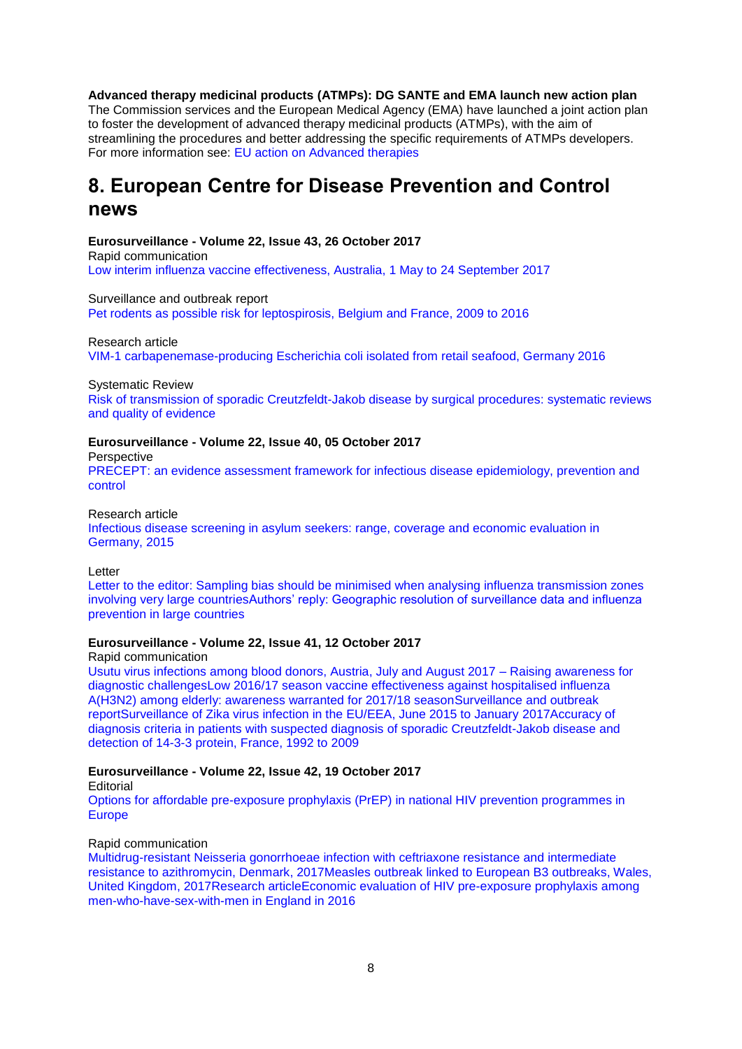**Advanced therapy medicinal products (ATMPs): DG SANTE and EMA launch new action plan**
The Commission services and the European Medical Agency (EMA) have launched a joint action plan to foster the development of advanced therapy medicinal products (ATMPs), with the aim of streamlining the procedures and better addressing the specific requirements of ATMPs developers. For more information see: EU action on Advanced therapies

## 8. European Centre for Disease Prevention and Control news

**Eurosurveillance - Volume 22, Issue 43, 26 October 2017**
Rapid communication
Low interim influenza vaccine effectiveness, Australia, 1 May to 24 September 2017

Surveillance and outbreak report
Pet rodents as possible risk for leptospirosis, Belgium and France, 2009 to 2016

Research article
VIM-1 carbapenemase-producing Escherichia coli isolated from retail seafood, Germany 2016

Systematic Review
Risk of transmission of sporadic Creutzfeldt-Jakob disease by surgical procedures: systematic reviews and quality of evidence

**Eurosurveillance - Volume 22, Issue 40, 05 October 2017**
Perspective
PRECEPT: an evidence assessment framework for infectious disease epidemiology, prevention and control

Research article
Infectious disease screening in asylum seekers: range, coverage and economic evaluation in Germany, 2015

Letter
Letter to the editor: Sampling bias should be minimised when analysing influenza transmission zones involving very large countriesAuthors' reply: Geographic resolution of surveillance data and influenza prevention in large countries

**Eurosurveillance - Volume 22, Issue 41, 12 October 2017**
Rapid communication
Usutu virus infections among blood donors, Austria, July and August 2017 – Raising awareness for diagnostic challengesLow 2016/17 season vaccine effectiveness against hospitalised influenza A(H3N2) among elderly: awareness warranted for 2017/18 seasonSurveillance and outbreak reportSurveillance of Zika virus infection in the EU/EEA, June 2015 to January 2017Accuracy of diagnosis criteria in patients with suspected diagnosis of sporadic Creutzfeldt-Jakob disease and detection of 14-3-3 protein, France, 1992 to 2009

**Eurosurveillance - Volume 22, Issue 42, 19 October 2017**
Editorial
Options for affordable pre-exposure prophylaxis (PrEP) in national HIV prevention programmes in Europe

Rapid communication
Multidrug-resistant Neisseria gonorrhoeae infection with ceftriaxone resistance and intermediate resistance to azithromycin, Denmark, 2017Measles outbreak linked to European B3 outbreaks, Wales, United Kingdom, 2017Research articleEconomic evaluation of HIV pre-exposure prophylaxis among men-who-have-sex-with-men in England in 2016